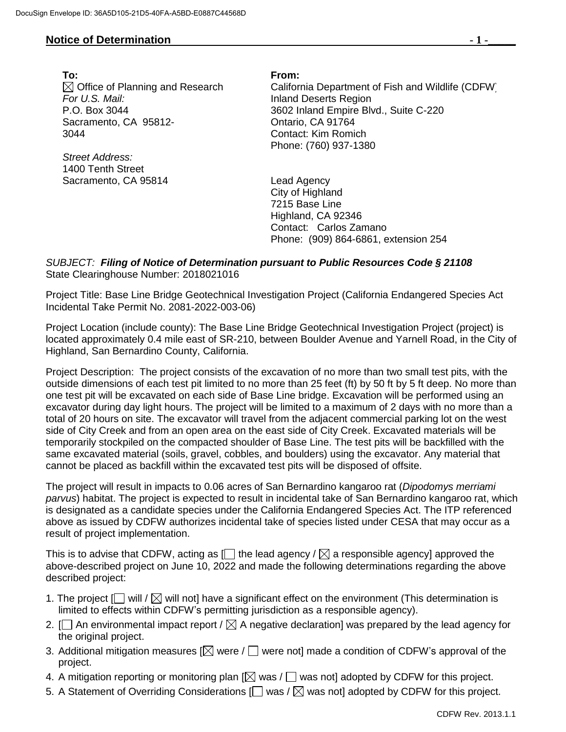DocuSign Envelope ID: 36A5D105-21D5-40FA-A5BD-E0887C44568D

**Notice of Determination**

**To:**
☒ Office of Planning and Research
*For U.S. Mail:*
P.O. Box 3044
Sacramento, CA 95812-3044

*Street Address:*
1400 Tenth Street
Sacramento, CA 95814

**From:**
California Department of Fish and Wildlife (CDFW)
Inland Deserts Region
3602 Inland Empire Blvd., Suite C-220
Ontario, CA 91764
Contact: Kim Romich
Phone: (760) 937-1380

Lead Agency
City of Highland
7215 Base Line
Highland, CA 92346
Contact: Carlos Zamano
Phone: (909) 864-6861, extension 254

*SUBJECT:* ***Filing of Notice of Determination pursuant to Public Resources Code § 21108***
State Clearinghouse Number: 2018021016

Project Title: Base Line Bridge Geotechnical Investigation Project (California Endangered Species Act Incidental Take Permit No. 2081-2022-003-06)

Project Location (include county): The Base Line Bridge Geotechnical Investigation Project (project) is located approximately 0.4 mile east of SR-210, between Boulder Avenue and Yarnell Road, in the City of Highland, San Bernardino County, California.

Project Description: The project consists of the excavation of no more than two small test pits, with the outside dimensions of each test pit limited to no more than 25 feet (ft) by 50 ft by 5 ft deep. No more than one test pit will be excavated on each side of Base Line bridge. Excavation will be performed using an excavator during day light hours. The project will be limited to a maximum of 2 days with no more than a total of 20 hours on site. The excavator will travel from the adjacent commercial parking lot on the west side of City Creek and from an open area on the east side of City Creek. Excavated materials will be temporarily stockpiled on the compacted shoulder of Base Line. The test pits will be backfilled with the same excavated material (soils, gravel, cobbles, and boulders) using the excavator. Any material that cannot be placed as backfill within the excavated test pits will be disposed of offsite.

The project will result in impacts to 0.06 acres of San Bernardino kangaroo rat (*Dipodomys merriami parvus*) habitat. The project is expected to result in incidental take of San Bernardino kangaroo rat, which is designated as a candidate species under the California Endangered Species Act. The ITP referenced above as issued by CDFW authorizes incidental take of species listed under CESA that may occur as a result of project implementation.

This is to advise that CDFW, acting as [☐ the lead agency / ☒ a responsible agency] approved the above-described project on June 10, 2022 and made the following determinations regarding the above described project:

1. The project [☐ will / ☒ will not] have a significant effect on the environment (This determination is limited to effects within CDFW's permitting jurisdiction as a responsible agency).
2. [☐ An environmental impact report / ☒ A negative declaration] was prepared by the lead agency for the original project.
3. Additional mitigation measures [☒ were / ☐ were not] made a condition of CDFW's approval of the project.
4. A mitigation reporting or monitoring plan [☒ was / ☐ was not] adopted by CDFW for this project.
5. A Statement of Overriding Considerations [☐ was / ☒ was not] adopted by CDFW for this project.

CDFW Rev. 2013.1.1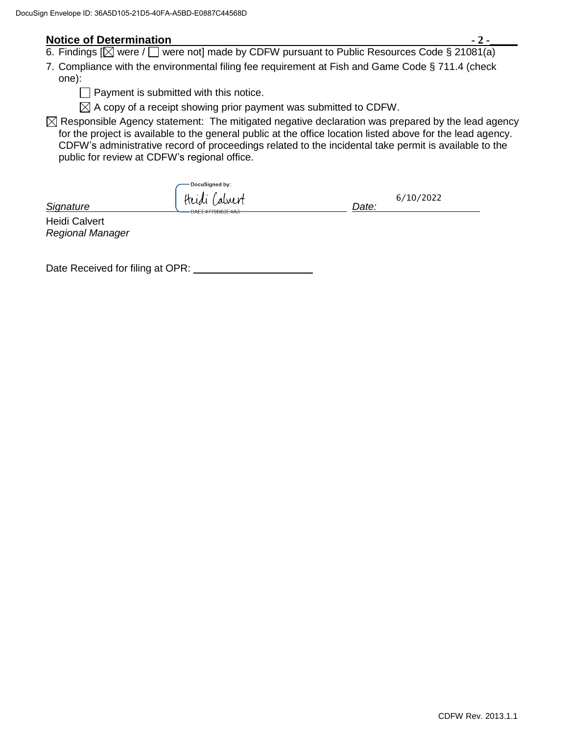**Notice of Determination**

6. Findings [☒ were / ☐ were not] made by CDFW pursuant to Public Resources Code § 21081(a)
7. Compliance with the environmental filing fee requirement at Fish and Game Code § 711.4 (check one):

   ☐ Payment is submitted with this notice.

   ☒ A copy of a receipt showing prior payment was submitted to CDFW.

☒ Responsible Agency statement: The mitigated negative declaration was prepared by the lead agency for the project is available to the general public at the office location listed above for the lead agency. CDFW's administrative record of proceedings related to the incidental take permit is available to the public for review at CDFW's regional office.

*Signature* Heidi Calvert *Date:* 6/10/2022

Heidi Calvert
*Regional Manager*

Date Received for filing at OPR: ______________________

CDFW Rev. 2013.1.1